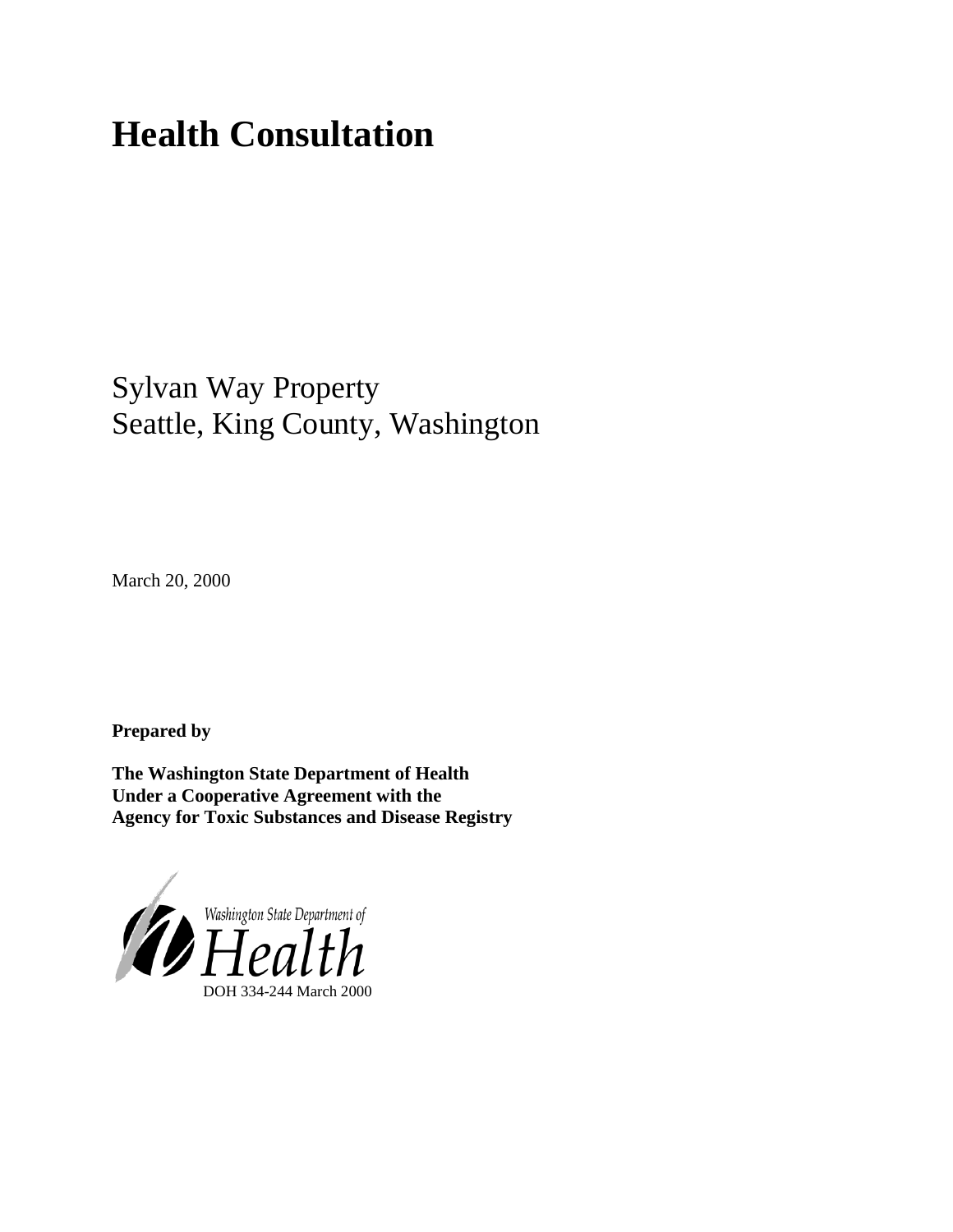# Health Consultation

Sylvan Way Property
Seattle, King County, Washington

March 20, 2000

**Prepared by**

**The Washington State Department of Health**
**Under a Cooperative Agreement with the**
**Agency for Toxic Substances and Disease Registry**

Washington State Department of Health

DOH 334-244 March 2000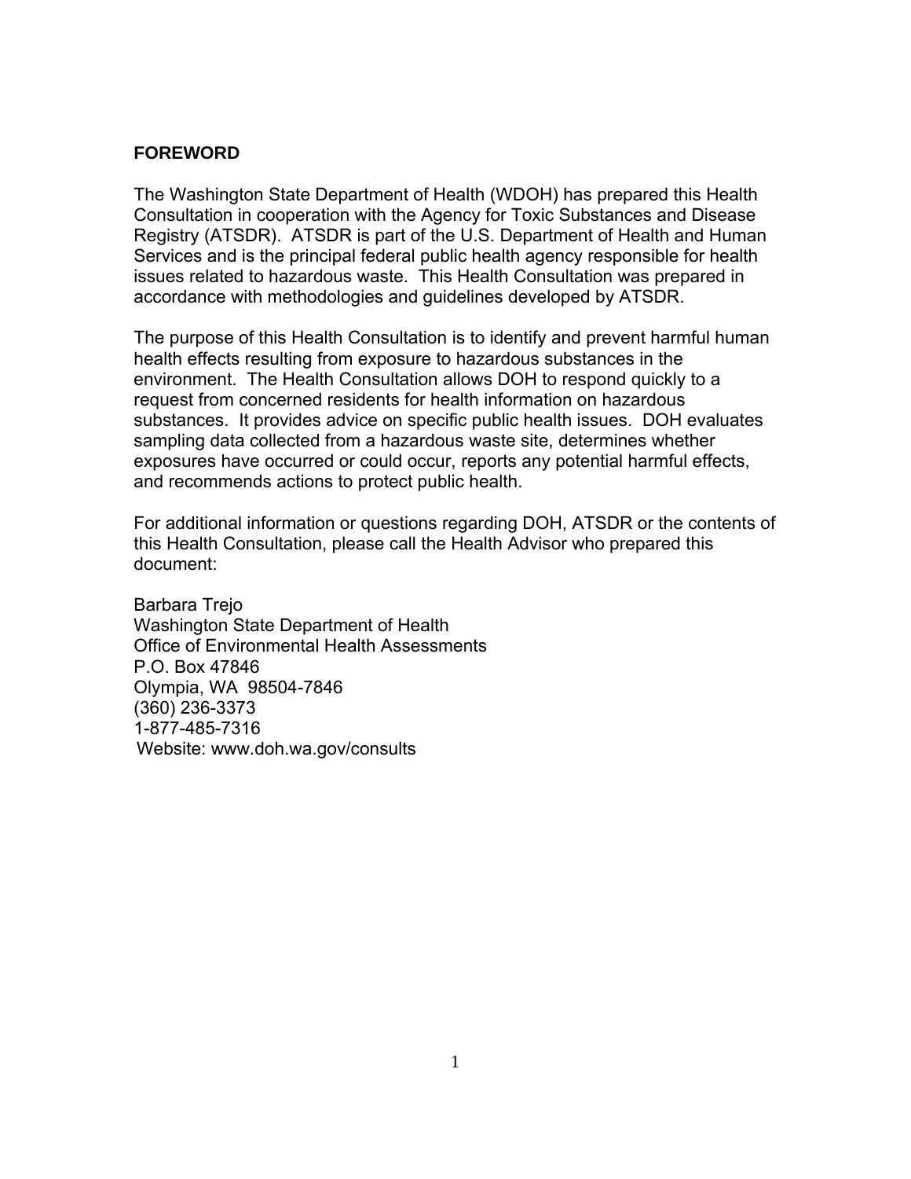## FOREWORD

The Washington State Department of Health (WDOH) has prepared this Health Consultation in cooperation with the Agency for Toxic Substances and Disease Registry (ATSDR). ATSDR is part of the U.S. Department of Health and Human Services and is the principal federal public health agency responsible for health issues related to hazardous waste. This Health Consultation was prepared in accordance with methodologies and guidelines developed by ATSDR.

The purpose of this Health Consultation is to identify and prevent harmful human health effects resulting from exposure to hazardous substances in the environment. The Health Consultation allows DOH to respond quickly to a request from concerned residents for health information on hazardous substances. It provides advice on specific public health issues. DOH evaluates sampling data collected from a hazardous waste site, determines whether exposures have occurred or could occur, reports any potential harmful effects, and recommends actions to protect public health.

For additional information or questions regarding DOH, ATSDR or the contents of this Health Consultation, please call the Health Advisor who prepared this document:

Barbara Trejo
Washington State Department of Health
Office of Environmental Health Assessments
P.O. Box 47846
Olympia, WA 98504-7846
(360) 236-3373
1-877-485-7316
Website: www.doh.wa.gov/consults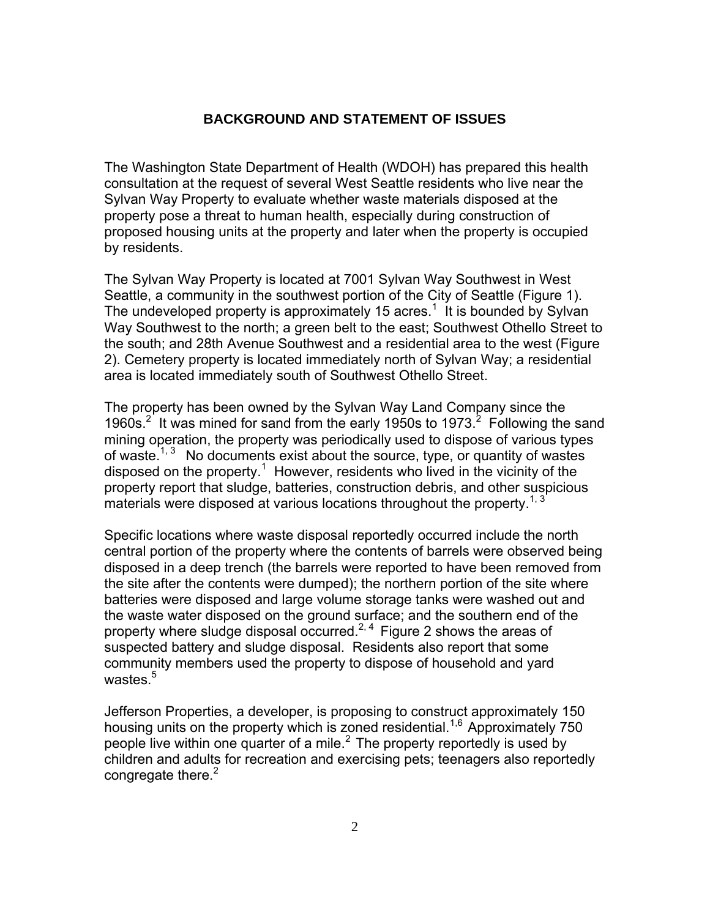## BACKGROUND AND STATEMENT OF ISSUES

The Washington State Department of Health (WDOH) has prepared this health consultation at the request of several West Seattle residents who live near the Sylvan Way Property to evaluate whether waste materials disposed at the property pose a threat to human health, especially during construction of proposed housing units at the property and later when the property is occupied by residents.

The Sylvan Way Property is located at 7001 Sylvan Way Southwest in West Seattle, a community in the southwest portion of the City of Seattle (Figure 1). The undeveloped property is approximately 15 acres.[1] It is bounded by Sylvan Way Southwest to the north; a green belt to the east; Southwest Othello Street to the south; and 28th Avenue Southwest and a residential area to the west (Figure 2). Cemetery property is located immediately north of Sylvan Way; a residential area is located immediately south of Southwest Othello Street.

The property has been owned by the Sylvan Way Land Company since the 1960s.[2] It was mined for sand from the early 1950s to 1973.[2] Following the sand mining operation, the property was periodically used to dispose of various types of waste.[1, 3] No documents exist about the source, type, or quantity of wastes disposed on the property.[1] However, residents who lived in the vicinity of the property report that sludge, batteries, construction debris, and other suspicious materials were disposed at various locations throughout the property.[1, 3]

Specific locations where waste disposal reportedly occurred include the north central portion of the property where the contents of barrels were observed being disposed in a deep trench (the barrels were reported to have been removed from the site after the contents were dumped); the northern portion of the site where batteries were disposed and large volume storage tanks were washed out and the waste water disposed on the ground surface; and the southern end of the property where sludge disposal occurred.[2, 4] Figure 2 shows the areas of suspected battery and sludge disposal. Residents also report that some community members used the property to dispose of household and yard wastes.[5]

Jefferson Properties, a developer, is proposing to construct approximately 150 housing units on the property which is zoned residential.[1,6] Approximately 750 people live within one quarter of a mile.[2] The property reportedly is used by children and adults for recreation and exercising pets; teenagers also reportedly congregate there.[2]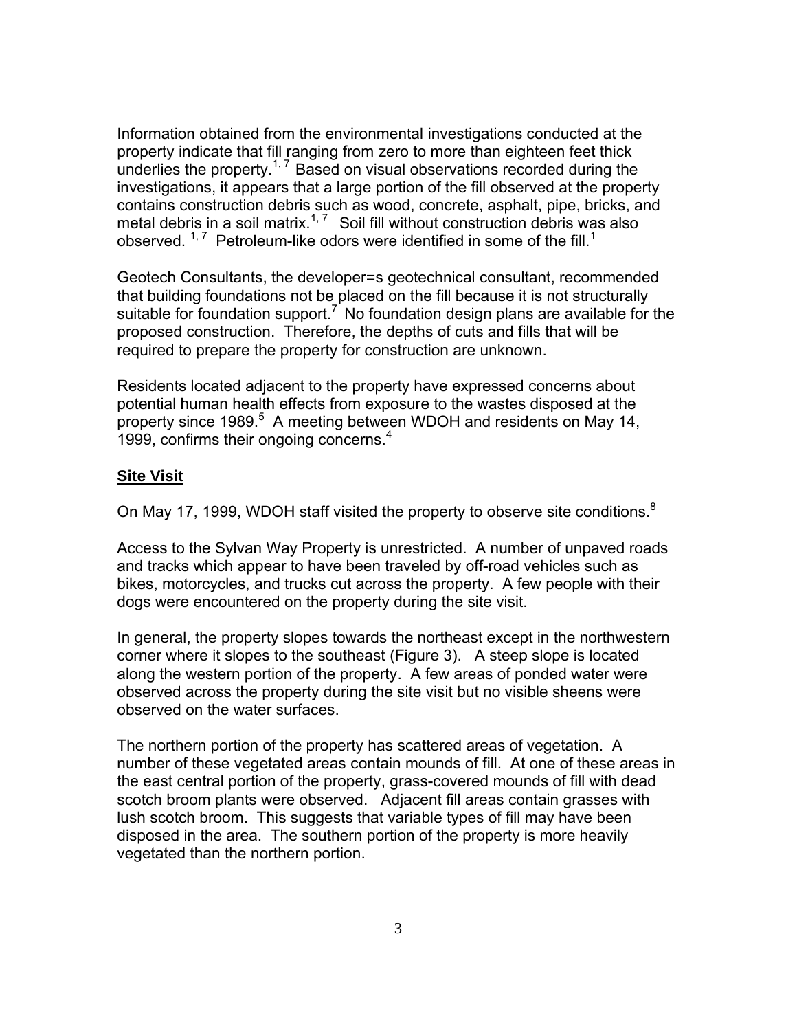Information obtained from the environmental investigations conducted at the property indicate that fill ranging from zero to more than eighteen feet thick underlies the property.[1, 7] Based on visual observations recorded during the investigations, it appears that a large portion of the fill observed at the property contains construction debris such as wood, concrete, asphalt, pipe, bricks, and metal debris in a soil matrix.[1, 7] Soil fill without construction debris was also observed. [1, 7] Petroleum-like odors were identified in some of the fill.[1]

Geotech Consultants, the developer=s geotechnical consultant, recommended that building foundations not be placed on the fill because it is not structurally suitable for foundation support.[7] No foundation design plans are available for the proposed construction. Therefore, the depths of cuts and fills that will be required to prepare the property for construction are unknown.

Residents located adjacent to the property have expressed concerns about potential human health effects from exposure to the wastes disposed at the property since 1989.[5] A meeting between WDOH and residents on May 14, 1999, confirms their ongoing concerns.[4]

## Site Visit

On May 17, 1999, WDOH staff visited the property to observe site conditions.[8]

Access to the Sylvan Way Property is unrestricted. A number of unpaved roads and tracks which appear to have been traveled by off-road vehicles such as bikes, motorcycles, and trucks cut across the property. A few people with their dogs were encountered on the property during the site visit.

In general, the property slopes towards the northeast except in the northwestern corner where it slopes to the southeast (Figure 3). A steep slope is located along the western portion of the property. A few areas of ponded water were observed across the property during the site visit but no visible sheens were observed on the water surfaces.

The northern portion of the property has scattered areas of vegetation. A number of these vegetated areas contain mounds of fill. At one of these areas in the east central portion of the property, grass-covered mounds of fill with dead scotch broom plants were observed. Adjacent fill areas contain grasses with lush scotch broom. This suggests that variable types of fill may have been disposed in the area. The southern portion of the property is more heavily vegetated than the northern portion.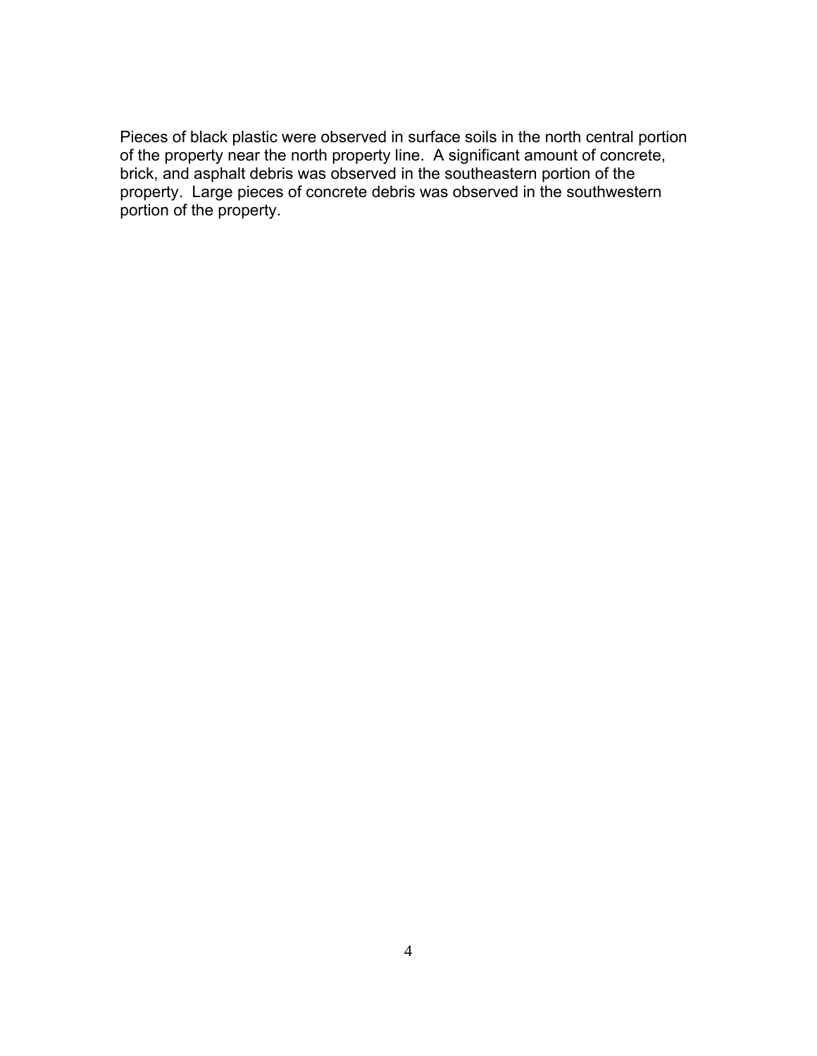Pieces of black plastic were observed in surface soils in the north central portion of the property near the north property line. A significant amount of concrete, brick, and asphalt debris was observed in the southeastern portion of the property. Large pieces of concrete debris was observed in the southwestern portion of the property.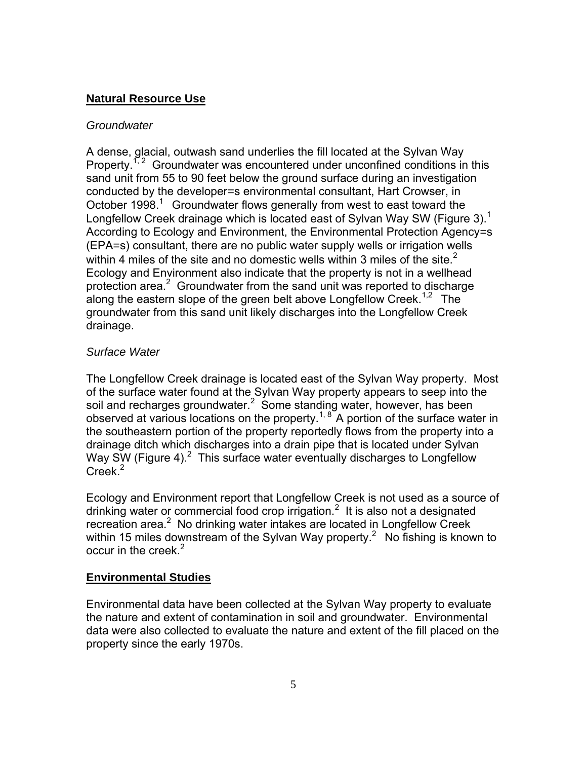## Natural Resource Use

### *Groundwater*

A dense, glacial, outwash sand underlies the fill located at the Sylvan Way Property.[1, 2] Groundwater was encountered under unconfined conditions in this sand unit from 55 to 90 feet below the ground surface during an investigation conducted by the developer=s environmental consultant, Hart Crowser, in October 1998.[1] Groundwater flows generally from west to east toward the Longfellow Creek drainage which is located east of Sylvan Way SW (Figure 3).[1] According to Ecology and Environment, the Environmental Protection Agency=s (EPA=s) consultant, there are no public water supply wells or irrigation wells within 4 miles of the site and no domestic wells within 3 miles of the site.[2] Ecology and Environment also indicate that the property is not in a wellhead protection area.[2] Groundwater from the sand unit was reported to discharge along the eastern slope of the green belt above Longfellow Creek.[1,2] The groundwater from this sand unit likely discharges into the Longfellow Creek drainage.

### *Surface Water*

The Longfellow Creek drainage is located east of the Sylvan Way property. Most of the surface water found at the Sylvan Way property appears to seep into the soil and recharges groundwater.[2] Some standing water, however, has been observed at various locations on the property.[1, 8] A portion of the surface water in the southeastern portion of the property reportedly flows from the property into a drainage ditch which discharges into a drain pipe that is located under Sylvan Way SW (Figure 4).[2] This surface water eventually discharges to Longfellow Creek.[2]

Ecology and Environment report that Longfellow Creek is not used as a source of drinking water or commercial food crop irrigation.[2] It is also not a designated recreation area.[2] No drinking water intakes are located in Longfellow Creek within 15 miles downstream of the Sylvan Way property.[2] No fishing is known to occur in the creek.[2]

## Environmental Studies

Environmental data have been collected at the Sylvan Way property to evaluate the nature and extent of contamination in soil and groundwater. Environmental data were also collected to evaluate the nature and extent of the fill placed on the property since the early 1970s.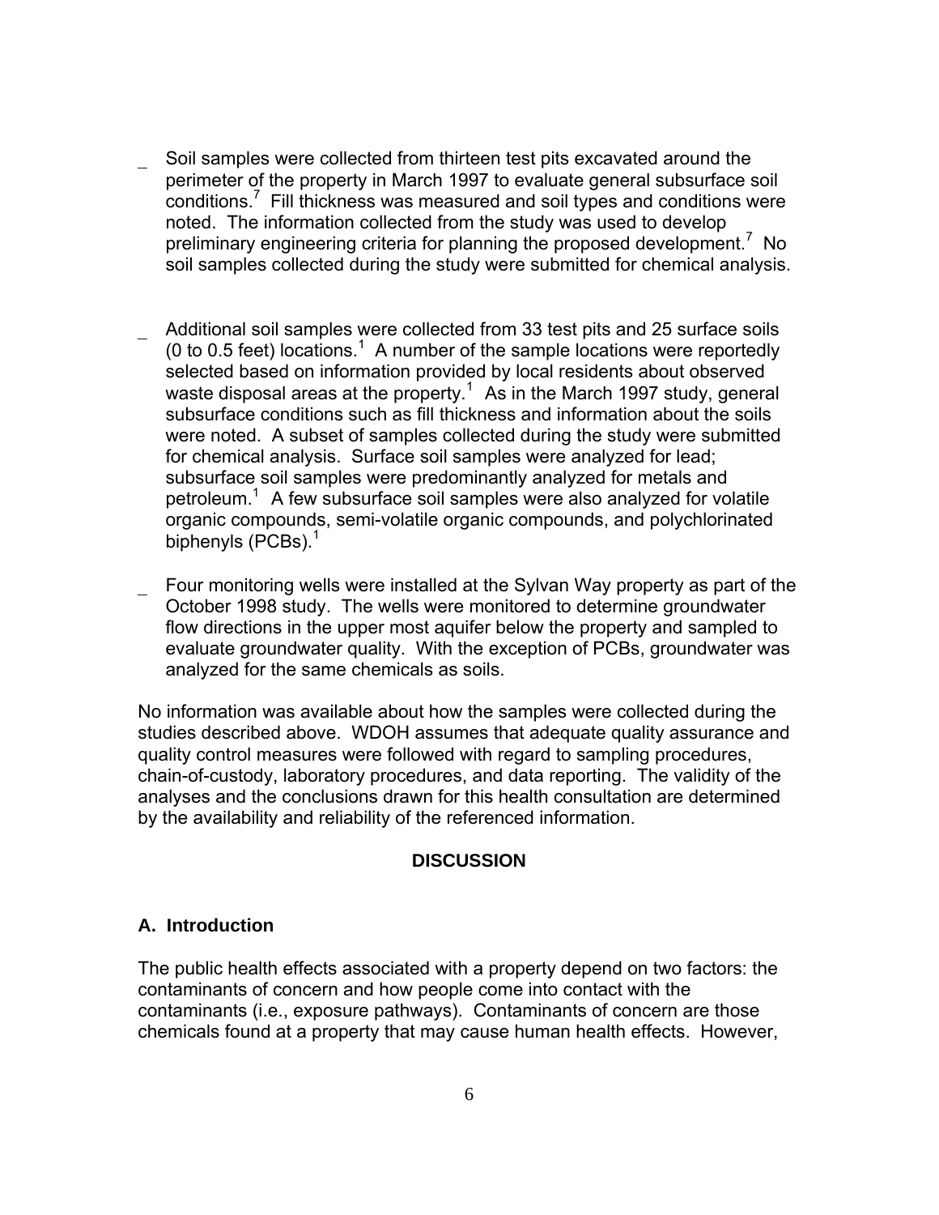- Soil samples were collected from thirteen test pits excavated around the perimeter of the property in March 1997 to evaluate general subsurface soil conditions.[7] Fill thickness was measured and soil types and conditions were noted. The information collected from the study was used to develop preliminary engineering criteria for planning the proposed development.[7] No soil samples collected during the study were submitted for chemical analysis.

- Additional soil samples were collected from 33 test pits and 25 surface soils (0 to 0.5 feet) locations.[1] A number of the sample locations were reportedly selected based on information provided by local residents about observed waste disposal areas at the property.[1] As in the March 1997 study, general subsurface conditions such as fill thickness and information about the soils were noted. A subset of samples collected during the study were submitted for chemical analysis. Surface soil samples were analyzed for lead; subsurface soil samples were predominantly analyzed for metals and petroleum.[1] A few subsurface soil samples were also analyzed for volatile organic compounds, semi-volatile organic compounds, and polychlorinated biphenyls (PCBs).[1]

- Four monitoring wells were installed at the Sylvan Way property as part of the October 1998 study. The wells were monitored to determine groundwater flow directions in the upper most aquifer below the property and sampled to evaluate groundwater quality. With the exception of PCBs, groundwater was analyzed for the same chemicals as soils.

No information was available about how the samples were collected during the studies described above. WDOH assumes that adequate quality assurance and quality control measures were followed with regard to sampling procedures, chain-of-custody, laboratory procedures, and data reporting. The validity of the analyses and the conclusions drawn for this health consultation are determined by the availability and reliability of the referenced information.

## DISCUSSION

### A. Introduction

The public health effects associated with a property depend on two factors: the contaminants of concern and how people come into contact with the contaminants (i.e., exposure pathways). Contaminants of concern are those chemicals found at a property that may cause human health effects. However,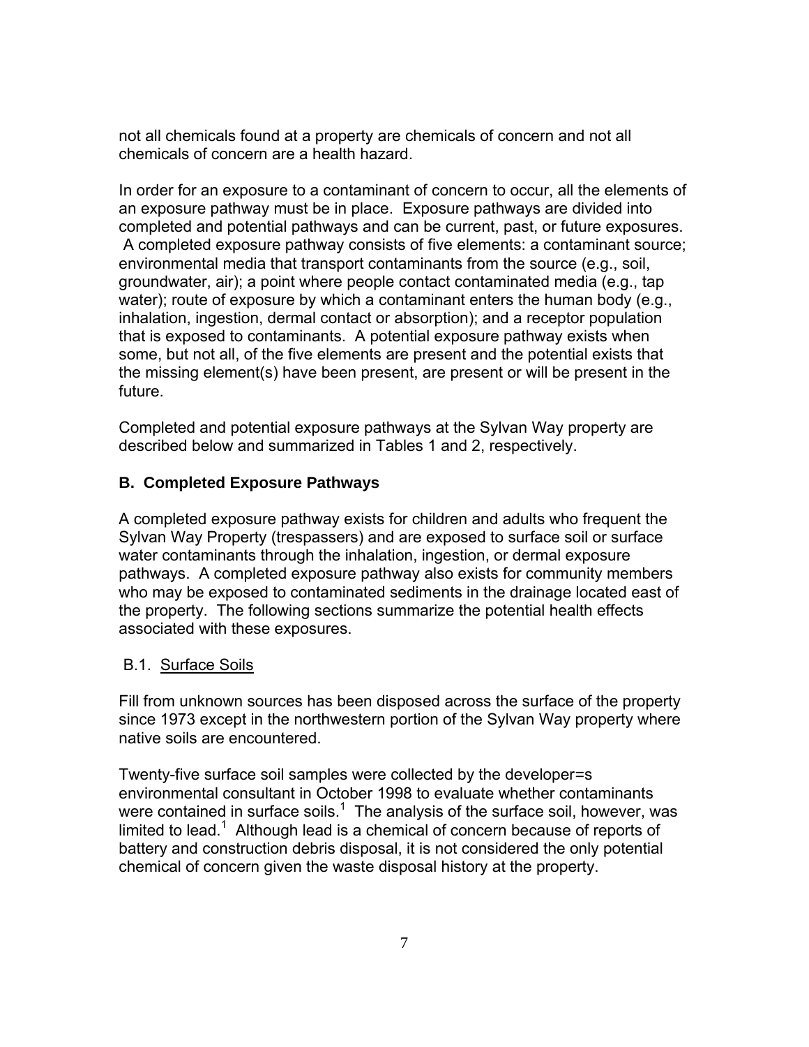not all chemicals found at a property are chemicals of concern and not all chemicals of concern are a health hazard.

In order for an exposure to a contaminant of concern to occur, all the elements of an exposure pathway must be in place. Exposure pathways are divided into completed and potential pathways and can be current, past, or future exposures. A completed exposure pathway consists of five elements: a contaminant source; environmental media that transport contaminants from the source (e.g., soil, groundwater, air); a point where people contact contaminated media (e.g., tap water); route of exposure by which a contaminant enters the human body (e.g., inhalation, ingestion, dermal contact or absorption); and a receptor population that is exposed to contaminants. A potential exposure pathway exists when some, but not all, of the five elements are present and the potential exists that the missing element(s) have been present, are present or will be present in the future.

Completed and potential exposure pathways at the Sylvan Way property are described below and summarized in Tables 1 and 2, respectively.

### B. Completed Exposure Pathways

A completed exposure pathway exists for children and adults who frequent the Sylvan Way Property (trespassers) and are exposed to surface soil or surface water contaminants through the inhalation, ingestion, or dermal exposure pathways. A completed exposure pathway also exists for community members who may be exposed to contaminated sediments in the drainage located east of the property. The following sections summarize the potential health effects associated with these exposures.

#### B.1. Surface Soils

Fill from unknown sources has been disposed across the surface of the property since 1973 except in the northwestern portion of the Sylvan Way property where native soils are encountered.

Twenty-five surface soil samples were collected by the developer=s environmental consultant in October 1998 to evaluate whether contaminants were contained in surface soils.[1] The analysis of the surface soil, however, was limited to lead.[1] Although lead is a chemical of concern because of reports of battery and construction debris disposal, it is not considered the only potential chemical of concern given the waste disposal history at the property.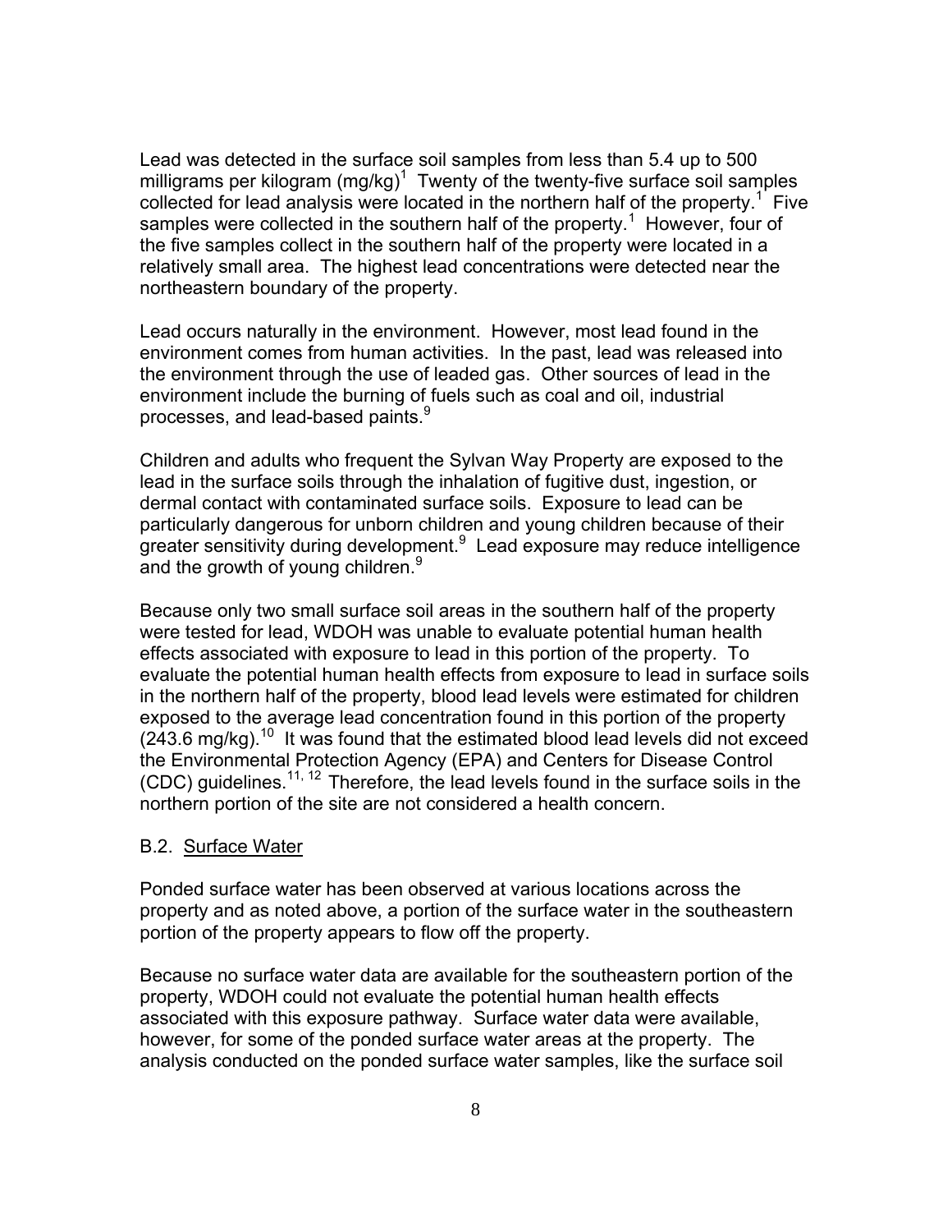Lead was detected in the surface soil samples from less than 5.4 up to 500 milligrams per kilogram (mg/kg)[1] Twenty of the twenty-five surface soil samples collected for lead analysis were located in the northern half of the property.[1] Five samples were collected in the southern half of the property.[1] However, four of the five samples collect in the southern half of the property were located in a relatively small area. The highest lead concentrations were detected near the northeastern boundary of the property.

Lead occurs naturally in the environment. However, most lead found in the environment comes from human activities. In the past, lead was released into the environment through the use of leaded gas. Other sources of lead in the environment include the burning of fuels such as coal and oil, industrial processes, and lead-based paints.[9]

Children and adults who frequent the Sylvan Way Property are exposed to the lead in the surface soils through the inhalation of fugitive dust, ingestion, or dermal contact with contaminated surface soils. Exposure to lead can be particularly dangerous for unborn children and young children because of their greater sensitivity during development.[9] Lead exposure may reduce intelligence and the growth of young children.[9]

Because only two small surface soil areas in the southern half of the property were tested for lead, WDOH was unable to evaluate potential human health effects associated with exposure to lead in this portion of the property. To evaluate the potential human health effects from exposure to lead in surface soils in the northern half of the property, blood lead levels were estimated for children exposed to the average lead concentration found in this portion of the property (243.6 mg/kg).[10] It was found that the estimated blood lead levels did not exceed the Environmental Protection Agency (EPA) and Centers for Disease Control (CDC) guidelines.[11, 12] Therefore, the lead levels found in the surface soils in the northern portion of the site are not considered a health concern.

B.2. Surface Water

Ponded surface water has been observed at various locations across the property and as noted above, a portion of the surface water in the southeastern portion of the property appears to flow off the property.

Because no surface water data are available for the southeastern portion of the property, WDOH could not evaluate the potential human health effects associated with this exposure pathway. Surface water data were available, however, for some of the ponded surface water areas at the property. The analysis conducted on the ponded surface water samples, like the surface soil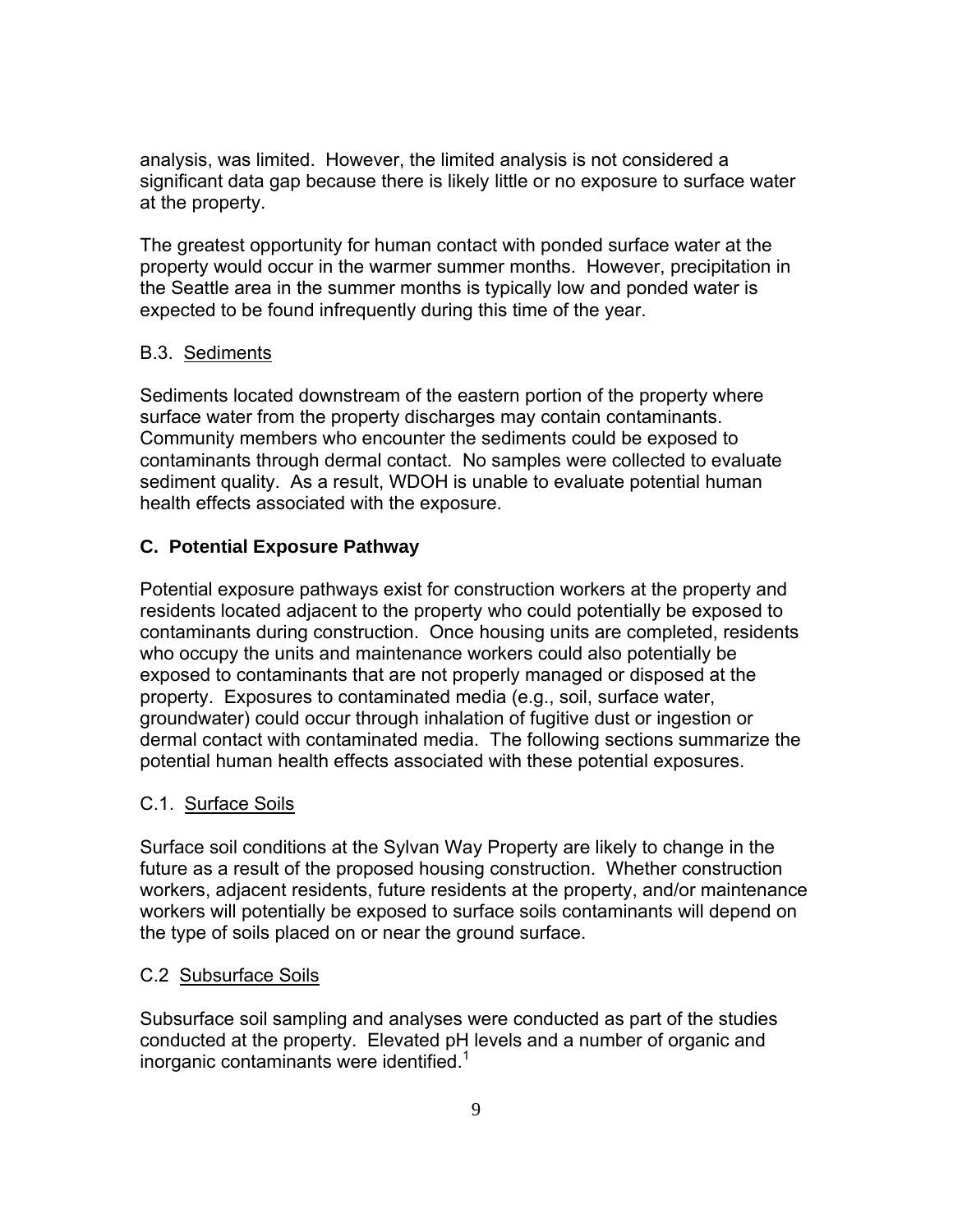analysis, was limited. However, the limited analysis is not considered a significant data gap because there is likely little or no exposure to surface water at the property.

The greatest opportunity for human contact with ponded surface water at the property would occur in the warmer summer months. However, precipitation in the Seattle area in the summer months is typically low and ponded water is expected to be found infrequently during this time of the year.

### B.3. Sediments

Sediments located downstream of the eastern portion of the property where surface water from the property discharges may contain contaminants. Community members who encounter the sediments could be exposed to contaminants through dermal contact. No samples were collected to evaluate sediment quality. As a result, WDOH is unable to evaluate potential human health effects associated with the exposure.

## C. Potential Exposure Pathway

Potential exposure pathways exist for construction workers at the property and residents located adjacent to the property who could potentially be exposed to contaminants during construction. Once housing units are completed, residents who occupy the units and maintenance workers could also potentially be exposed to contaminants that are not properly managed or disposed at the property. Exposures to contaminated media (e.g., soil, surface water, groundwater) could occur through inhalation of fugitive dust or ingestion or dermal contact with contaminated media. The following sections summarize the potential human health effects associated with these potential exposures.

### C.1. Surface Soils

Surface soil conditions at the Sylvan Way Property are likely to change in the future as a result of the proposed housing construction. Whether construction workers, adjacent residents, future residents at the property, and/or maintenance workers will potentially be exposed to surface soils contaminants will depend on the type of soils placed on or near the ground surface.

### C.2 Subsurface Soils

Subsurface soil sampling and analyses were conducted as part of the studies conducted at the property. Elevated pH levels and a number of organic and inorganic contaminants were identified.[1]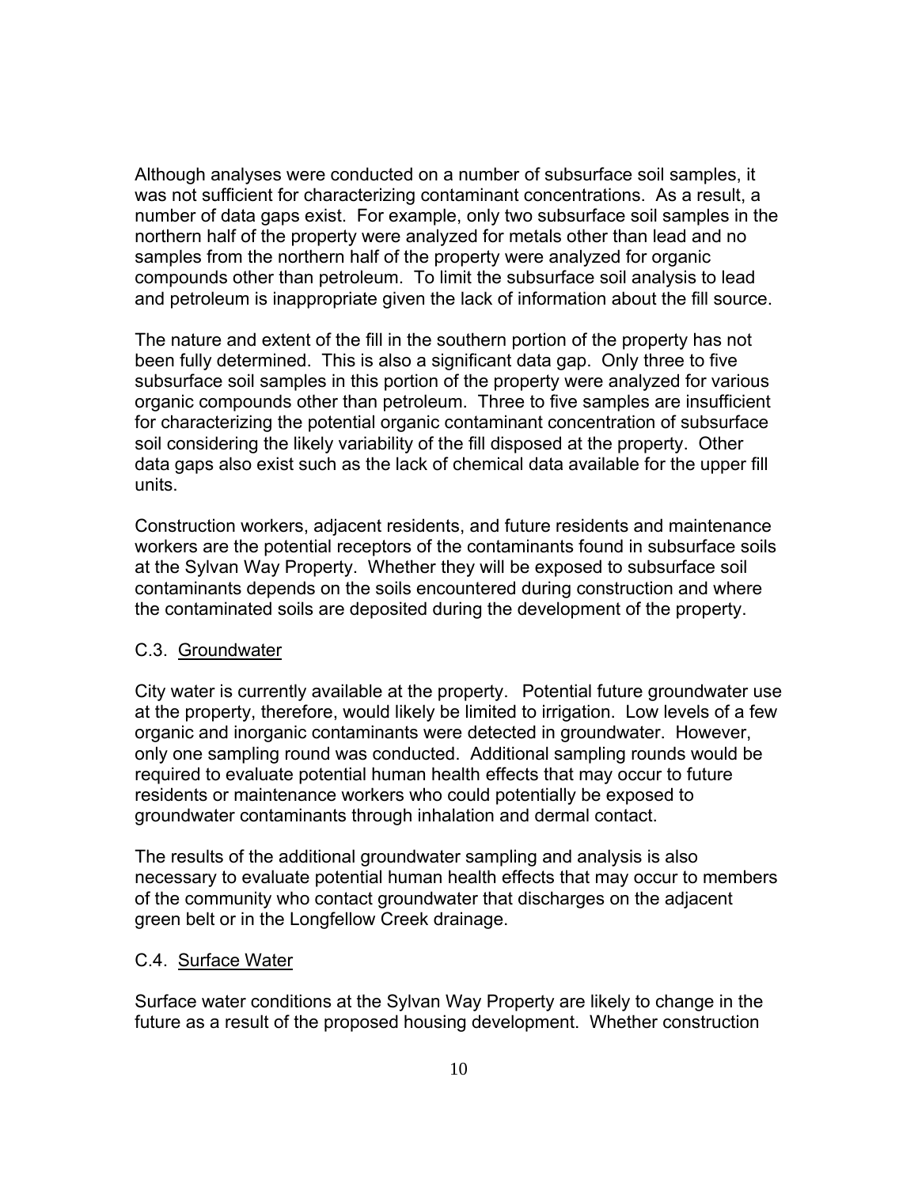Although analyses were conducted on a number of subsurface soil samples, it was not sufficient for characterizing contaminant concentrations. As a result, a number of data gaps exist. For example, only two subsurface soil samples in the northern half of the property were analyzed for metals other than lead and no samples from the northern half of the property were analyzed for organic compounds other than petroleum. To limit the subsurface soil analysis to lead and petroleum is inappropriate given the lack of information about the fill source.

The nature and extent of the fill in the southern portion of the property has not been fully determined. This is also a significant data gap. Only three to five subsurface soil samples in this portion of the property were analyzed for various organic compounds other than petroleum. Three to five samples are insufficient for characterizing the potential organic contaminant concentration of subsurface soil considering the likely variability of the fill disposed at the property. Other data gaps also exist such as the lack of chemical data available for the upper fill units.

Construction workers, adjacent residents, and future residents and maintenance workers are the potential receptors of the contaminants found in subsurface soils at the Sylvan Way Property. Whether they will be exposed to subsurface soil contaminants depends on the soils encountered during construction and where the contaminated soils are deposited during the development of the property.

### C.3. Groundwater

City water is currently available at the property. Potential future groundwater use at the property, therefore, would likely be limited to irrigation. Low levels of a few organic and inorganic contaminants were detected in groundwater. However, only one sampling round was conducted. Additional sampling rounds would be required to evaluate potential human health effects that may occur to future residents or maintenance workers who could potentially be exposed to groundwater contaminants through inhalation and dermal contact.

The results of the additional groundwater sampling and analysis is also necessary to evaluate potential human health effects that may occur to members of the community who contact groundwater that discharges on the adjacent green belt or in the Longfellow Creek drainage.

### C.4. Surface Water

Surface water conditions at the Sylvan Way Property are likely to change in the future as a result of the proposed housing development. Whether construction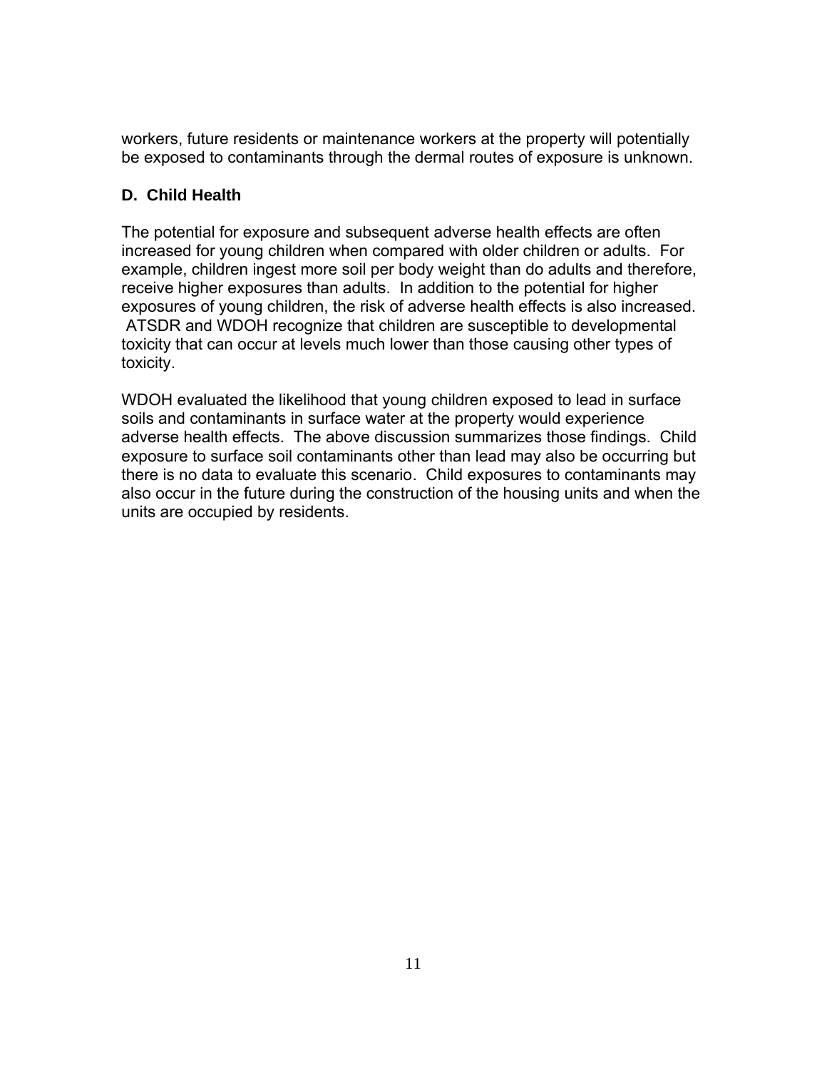workers, future residents or maintenance workers at the property will potentially be exposed to contaminants through the dermal routes of exposure is unknown.

### D. Child Health

The potential for exposure and subsequent adverse health effects are often increased for young children when compared with older children or adults. For example, children ingest more soil per body weight than do adults and therefore, receive higher exposures than adults. In addition to the potential for higher exposures of young children, the risk of adverse health effects is also increased. ATSDR and WDOH recognize that children are susceptible to developmental toxicity that can occur at levels much lower than those causing other types of toxicity.

WDOH evaluated the likelihood that young children exposed to lead in surface soils and contaminants in surface water at the property would experience adverse health effects. The above discussion summarizes those findings. Child exposure to surface soil contaminants other than lead may also be occurring but there is no data to evaluate this scenario. Child exposures to contaminants may also occur in the future during the construction of the housing units and when the units are occupied by residents.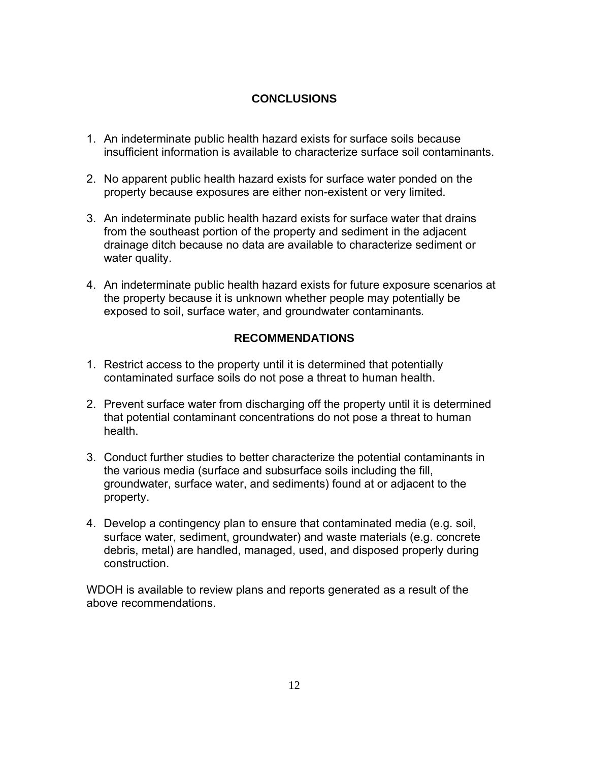## CONCLUSIONS

1. An indeterminate public health hazard exists for surface soils because insufficient information is available to characterize surface soil contaminants.

2. No apparent public health hazard exists for surface water ponded on the property because exposures are either non-existent or very limited.

3. An indeterminate public health hazard exists for surface water that drains from the southeast portion of the property and sediment in the adjacent drainage ditch because no data are available to characterize sediment or water quality.

4. An indeterminate public health hazard exists for future exposure scenarios at the property because it is unknown whether people may potentially be exposed to soil, surface water, and groundwater contaminants.

## RECOMMENDATIONS

1. Restrict access to the property until it is determined that potentially contaminated surface soils do not pose a threat to human health.

2. Prevent surface water from discharging off the property until it is determined that potential contaminant concentrations do not pose a threat to human health.

3. Conduct further studies to better characterize the potential contaminants in the various media (surface and subsurface soils including the fill, groundwater, surface water, and sediments) found at or adjacent to the property.

4. Develop a contingency plan to ensure that contaminated media (e.g. soil, surface water, sediment, groundwater) and waste materials (e.g. concrete debris, metal) are handled, managed, used, and disposed properly during construction.

WDOH is available to review plans and reports generated as a result of the above recommendations.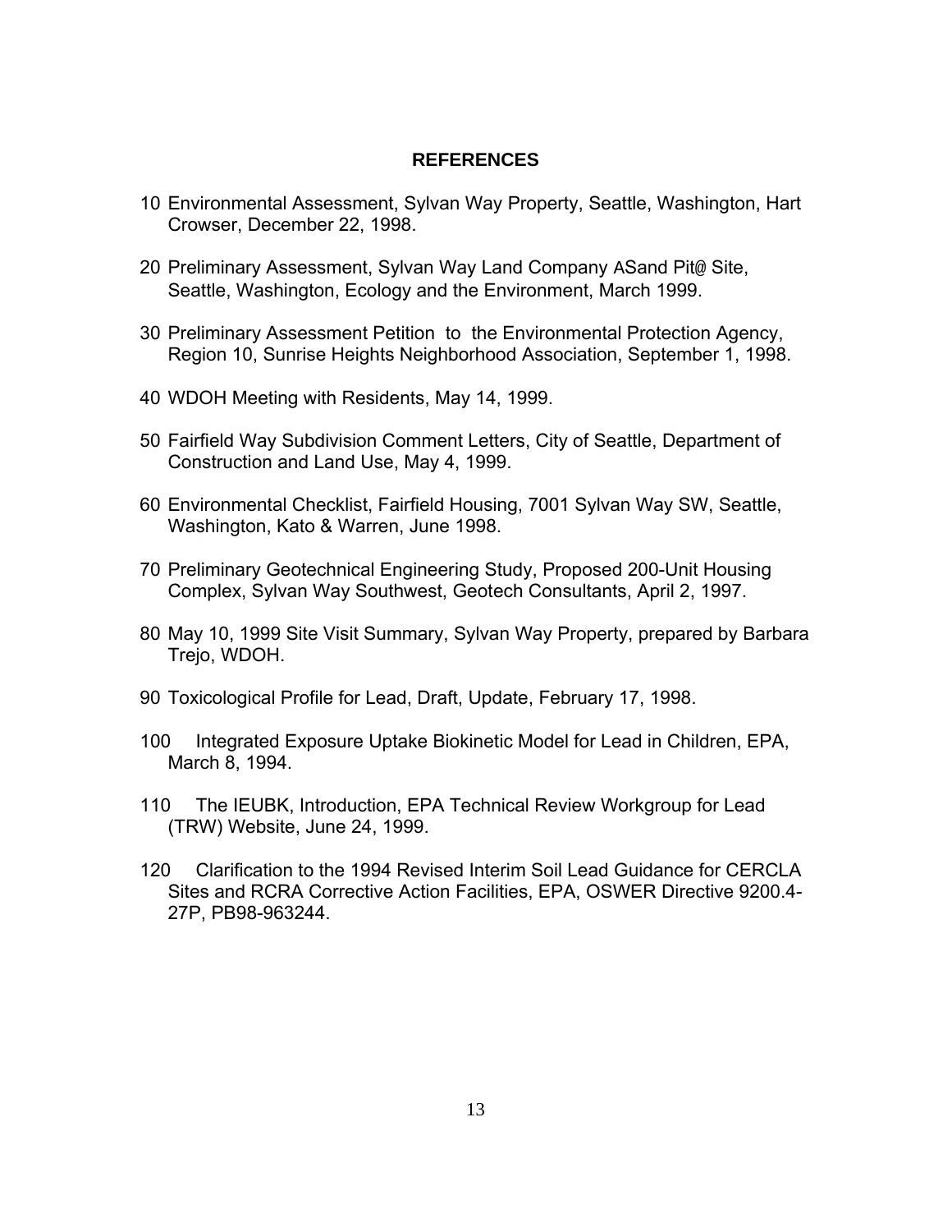## REFERENCES

10 Environmental Assessment, Sylvan Way Property, Seattle, Washington, Hart Crowser, December 22, 1998.

20 Preliminary Assessment, Sylvan Way Land Company ASand Pit@ Site, Seattle, Washington, Ecology and the Environment, March 1999.

30 Preliminary Assessment Petition to the Environmental Protection Agency, Region 10, Sunrise Heights Neighborhood Association, September 1, 1998.

40 WDOH Meeting with Residents, May 14, 1999.

50 Fairfield Way Subdivision Comment Letters, City of Seattle, Department of Construction and Land Use, May 4, 1999.

60 Environmental Checklist, Fairfield Housing, 7001 Sylvan Way SW, Seattle, Washington, Kato & Warren, June 1998.

70 Preliminary Geotechnical Engineering Study, Proposed 200-Unit Housing Complex, Sylvan Way Southwest, Geotech Consultants, April 2, 1997.

80 May 10, 1999 Site Visit Summary, Sylvan Way Property, prepared by Barbara Trejo, WDOH.

90 Toxicological Profile for Lead, Draft, Update, February 17, 1998.

100 Integrated Exposure Uptake Biokinetic Model for Lead in Children, EPA, March 8, 1994.

110 The IEUBK, Introduction, EPA Technical Review Workgroup for Lead (TRW) Website, June 24, 1999.

120 Clarification to the 1994 Revised Interim Soil Lead Guidance for CERCLA Sites and RCRA Corrective Action Facilities, EPA, OSWER Directive 9200.4-27P, PB98-963244.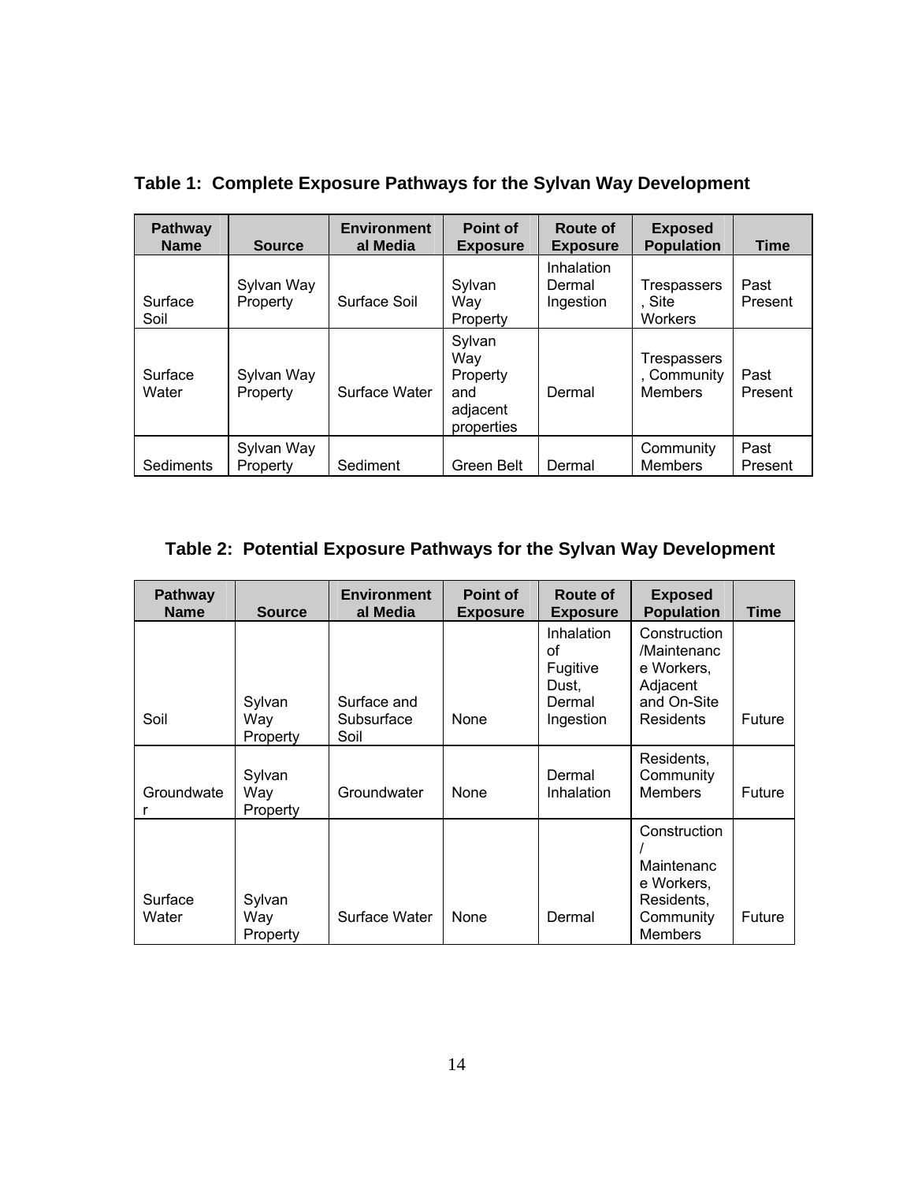**Table 1: Complete Exposure Pathways for the Sylvan Way Development**

| Pathway Name | Source | Environmental Media | Point of Exposure | Route of Exposure | Exposed Population | Time |
|---|---|---|---|---|---|---|
| Surface Soil | Sylvan Way Property | Surface Soil | Sylvan Way Property | Inhalation Dermal Ingestion | Trespassers, Site Workers | Past Present |
| Surface Water | Sylvan Way Property | Surface Water | Sylvan Way Property and adjacent properties | Dermal | Trespassers, Community Members | Past Present |
| Sediments | Sylvan Way Property | Sediment | Green Belt | Dermal | Community Members | Past Present |

**Table 2: Potential Exposure Pathways for the Sylvan Way Development**

| Pathway Name | Source | Environmental Media | Point of Exposure | Route of Exposure | Exposed Population | Time |
|---|---|---|---|---|---|---|
| Soil | Sylvan Way Property | Surface and Subsurface Soil | None | Inhalation of Fugitive Dust, Dermal Ingestion | Construction/Maintenance Workers, Adjacent and On-Site Residents | Future |
| Groundwater | Sylvan Way Property | Groundwater | None | Dermal Inhalation | Residents, Community Members | Future |
| Surface Water | Sylvan Way Property | Surface Water | None | Dermal | Construction/ Maintenance Workers, Residents, Community Members | Future |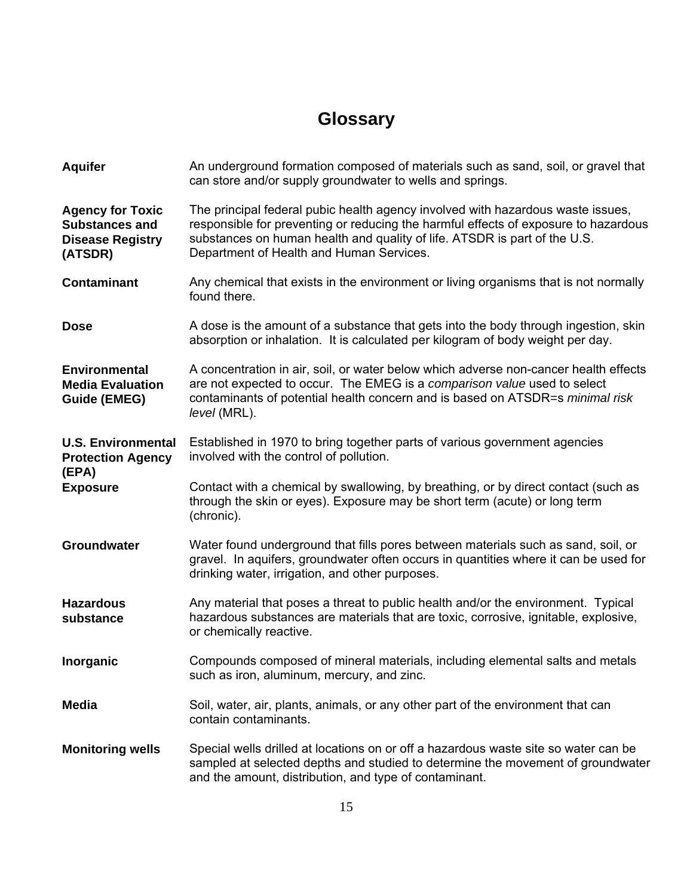# Glossary

**Aquifer**
An underground formation composed of materials such as sand, soil, or gravel that can store and/or supply groundwater to wells and springs.

**Agency for Toxic Substances and Disease Registry (ATSDR)**
The principal federal pubic health agency involved with hazardous waste issues, responsible for preventing or reducing the harmful effects of exposure to hazardous substances on human health and quality of life. ATSDR is part of the U.S. Department of Health and Human Services.

**Contaminant**
Any chemical that exists in the environment or living organisms that is not normally found there.

**Dose**
A dose is the amount of a substance that gets into the body through ingestion, skin absorption or inhalation. It is calculated per kilogram of body weight per day.

**Environmental Media Evaluation Guide (EMEG)**
A concentration in air, soil, or water below which adverse non-cancer health effects are not expected to occur. The EMEG is a *comparison value* used to select contaminants of potential health concern and is based on ATSDR=s *minimal risk level* (MRL).

**U.S. Environmental Protection Agency (EPA)**
Established in 1970 to bring together parts of various government agencies involved with the control of pollution.

**Exposure**
Contact with a chemical by swallowing, by breathing, or by direct contact (such as through the skin or eyes). Exposure may be short term (acute) or long term (chronic).

**Groundwater**
Water found underground that fills pores between materials such as sand, soil, or gravel. In aquifers, groundwater often occurs in quantities where it can be used for drinking water, irrigation, and other purposes.

**Hazardous substance**
Any material that poses a threat to public health and/or the environment. Typical hazardous substances are materials that are toxic, corrosive, ignitable, explosive, or chemically reactive.

**Inorganic**
Compounds composed of mineral materials, including elemental salts and metals such as iron, aluminum, mercury, and zinc.

**Media**
Soil, water, air, plants, animals, or any other part of the environment that can contain contaminants.

**Monitoring wells**
Special wells drilled at locations on or off a hazardous waste site so water can be sampled at selected depths and studied to determine the movement of groundwater and the amount, distribution, and type of contaminant.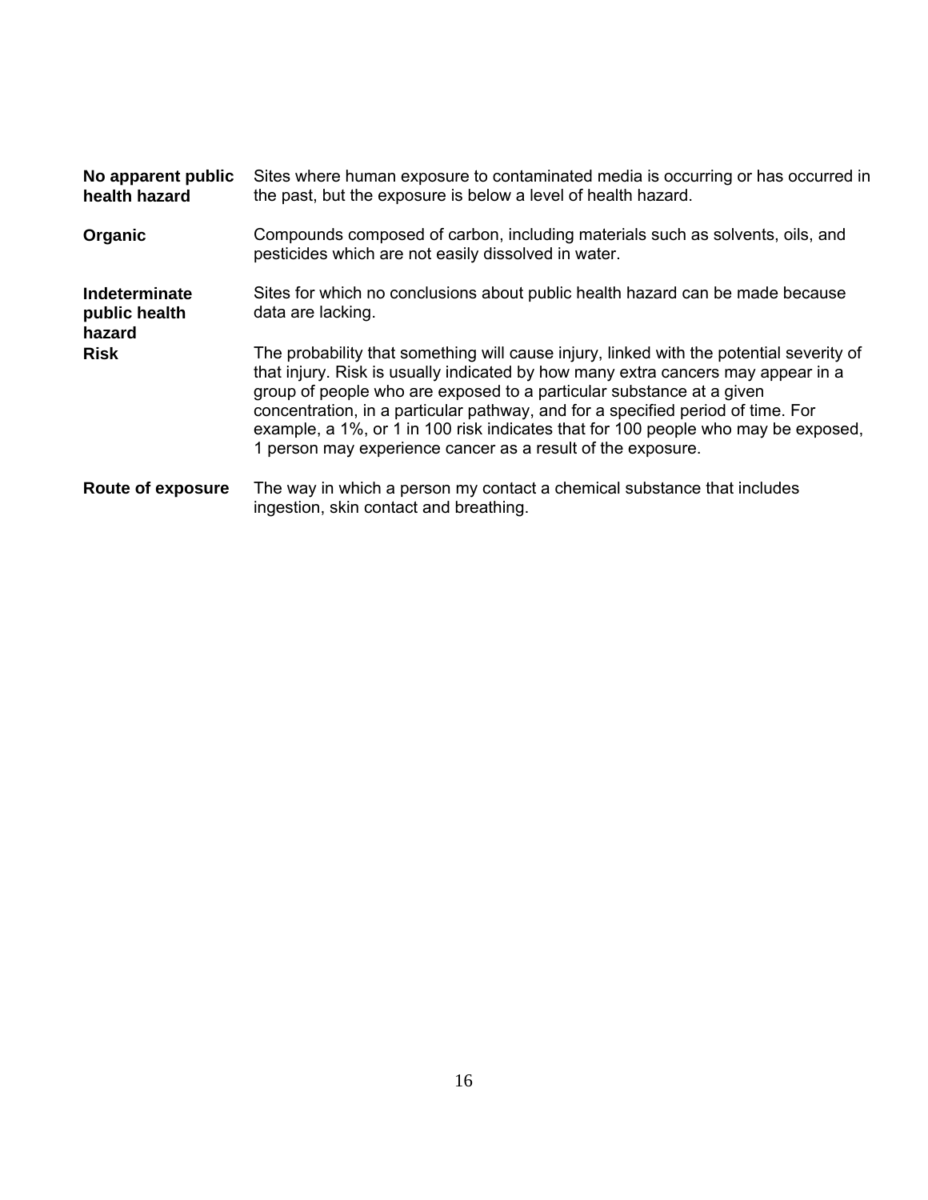**No apparent public health hazard** Sites where human exposure to contaminated media is occurring or has occurred in the past, but the exposure is below a level of health hazard.

**Organic** Compounds composed of carbon, including materials such as solvents, oils, and pesticides which are not easily dissolved in water.

**Indeterminate public health hazard** Sites for which no conclusions about public health hazard can be made because data are lacking.

**Risk** The probability that something will cause injury, linked with the potential severity of that injury. Risk is usually indicated by how many extra cancers may appear in a group of people who are exposed to a particular substance at a given concentration, in a particular pathway, and for a specified period of time. For example, a 1%, or 1 in 100 risk indicates that for 100 people who may be exposed, 1 person may experience cancer as a result of the exposure.

**Route of exposure** The way in which a person my contact a chemical substance that includes ingestion, skin contact and breathing.